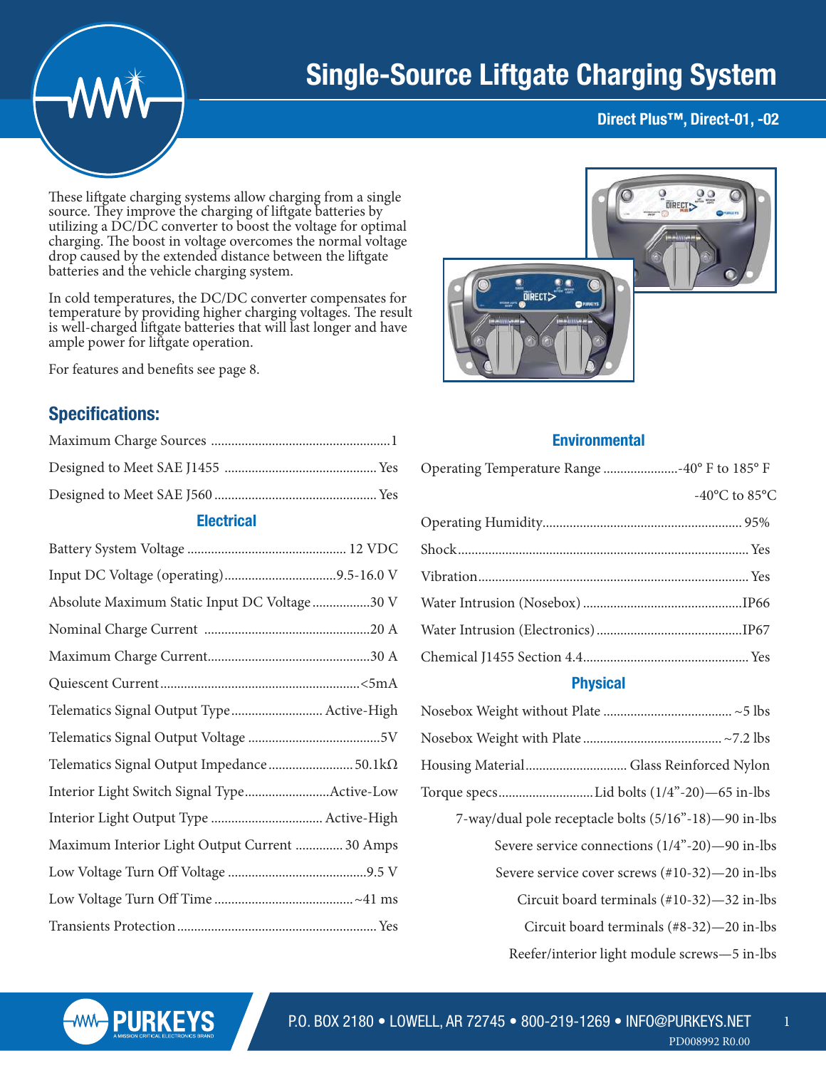# Single-Source Liftgate Charging System

**Direct Plus™, Direct-01, -02**

These liftgate charging systems allow charging from a single source. They improve the charging of liftgate batteries by utilizing a DC/DC converter to boost the voltage for optimal charging. The boost in voltage overcomes the normal voltage drop caused by the extended distance between the liftgate batteries and the vehicle charging system.

In cold temperatures, the DC/DC converter compensates for temperature by providing higher charging voltages. The result is well-charged liftgate batteries that will last longer and have ample power for liftgate operation.

For features and benefits see page 8.

## Specifications:

| Specification | Value |
|---|---|
| Maximum Charge Sources | 1 |
| Designed to Meet SAE J1455 | Yes |
| Designed to Meet SAE J560 | Yes |

### Electrical

| Specification | Value |
|---|---|
| Battery System Voltage | 12 VDC |
| Input DC Voltage (operating) | 9.5-16.0 V |
| Absolute Maximum Static Input DC Voltage | 30 V |
| Nominal Charge Current | 20 A |
| Maximum Charge Current | 30 A |
| Quiescent Current | <5mA |
| Telematics Signal Output Type | Active-High |
| Telematics Signal Output Voltage | 5V |
| Telematics Signal Output Impedance | 50.1kΩ |
| Interior Light Switch Signal Type | Active-Low |
| Interior Light Output Type | Active-High |
| Maximum Interior Light Output Current | 30 Amps |
| Low Voltage Turn Off Voltage | 9.5 V |
| Low Voltage Turn Off Time | ~41 ms |
| Transients Protection | Yes |

### Environmental

| Specification | Value |
|---|---|
| Operating Temperature Range | -40° F to 185° F<br>-40°C to 85°C |
| Operating Humidity | 95% |
| Shock | Yes |
| Vibration | Yes |
| Water Intrusion (Nosebox) | IP66 |
| Water Intrusion (Electronics) | IP67 |
| Chemical J1455 Section 4.4 | Yes |

### Physical

| Specification | Value |
|---|---|
| Nosebox Weight without Plate | ~5 lbs |
| Nosebox Weight with Plate | ~7.2 lbs |
| Housing Material | Glass Reinforced Nylon |
| Torque specs | Lid bolts (1/4”-20)—65 in-lbs<br>7-way/dual pole receptacle bolts (5/16”-18)—90 in-lbs<br>Severe service connections (1/4”-20)—90 in-lbs<br>Severe service cover screws (#10-32)—20 in-lbs<br>Circuit board terminals (#10-32)—32 in-lbs<br>Circuit board terminals (#8-32)—20 in-lbs<br>Reefer/interior light module screws—5 in-lbs |

PURKEYS — A MISSION CRITICAL ELECTRONICS BRAND

P.O. BOX 2180 • LOWELL, AR 72745 • 800-219-1269 • INFO@PURKEYS.NET

PD008992 R0.00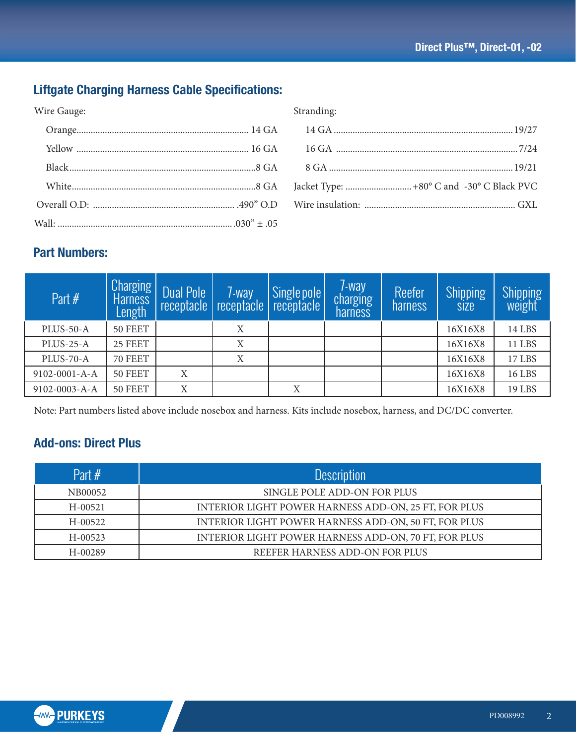## Liftgate Charging Harness Cable Specifications:

Wire Gauge:

- Orange........ 14 GA
- Yellow ........ 16 GA
- Black........ 8 GA
- White........ 8 GA

Overall O.D: ........ .490" O.D

Wall: ........ .030" ± .05

Stranding:

- 14 GA ........ 19/27
- 16 GA ........ 7/24
- 8 GA ........ 19/21

Jacket Type: ........ +80° C and -30° C Black PVC

Wire insulation: ........ GXL

## Part Numbers:

| Part # | Charging Harness Length | Dual Pole receptacle | 7-way receptacle | Single pole receptacle | 7-way charging harness | Reefer harness | Shipping size | Shipping weight |
|---|---|---|---|---|---|---|---|---|
| PLUS-50-A | 50 FEET | | X | | | | 16X16X8 | 14 LBS |
| PLUS-25-A | 25 FEET | | X | | | | 16X16X8 | 11 LBS |
| PLUS-70-A | 70 FEET | | X | | | | 16X16X8 | 17 LBS |
| 9102-0001-A-A | 50 FEET | X | | | | | 16X16X8 | 16 LBS |
| 9102-0003-A-A | 50 FEET | X | | X | | | 16X16X8 | 19 LBS |

Note: Part numbers listed above include nosebox and harness. Kits include nosebox, harness, and DC/DC converter.

## Add-ons: Direct Plus

| Part # | Description |
|---|---|
| NB00052 | SINGLE POLE ADD-ON FOR PLUS |
| H-00521 | INTERIOR LIGHT POWER HARNESS ADD-ON, 25 FT, FOR PLUS |
| H-00522 | INTERIOR LIGHT POWER HARNESS ADD-ON, 50 FT, FOR PLUS |
| H-00523 | INTERIOR LIGHT POWER HARNESS ADD-ON, 70 FT, FOR PLUS |
| H-00289 | REEFER HARNESS ADD-ON FOR PLUS |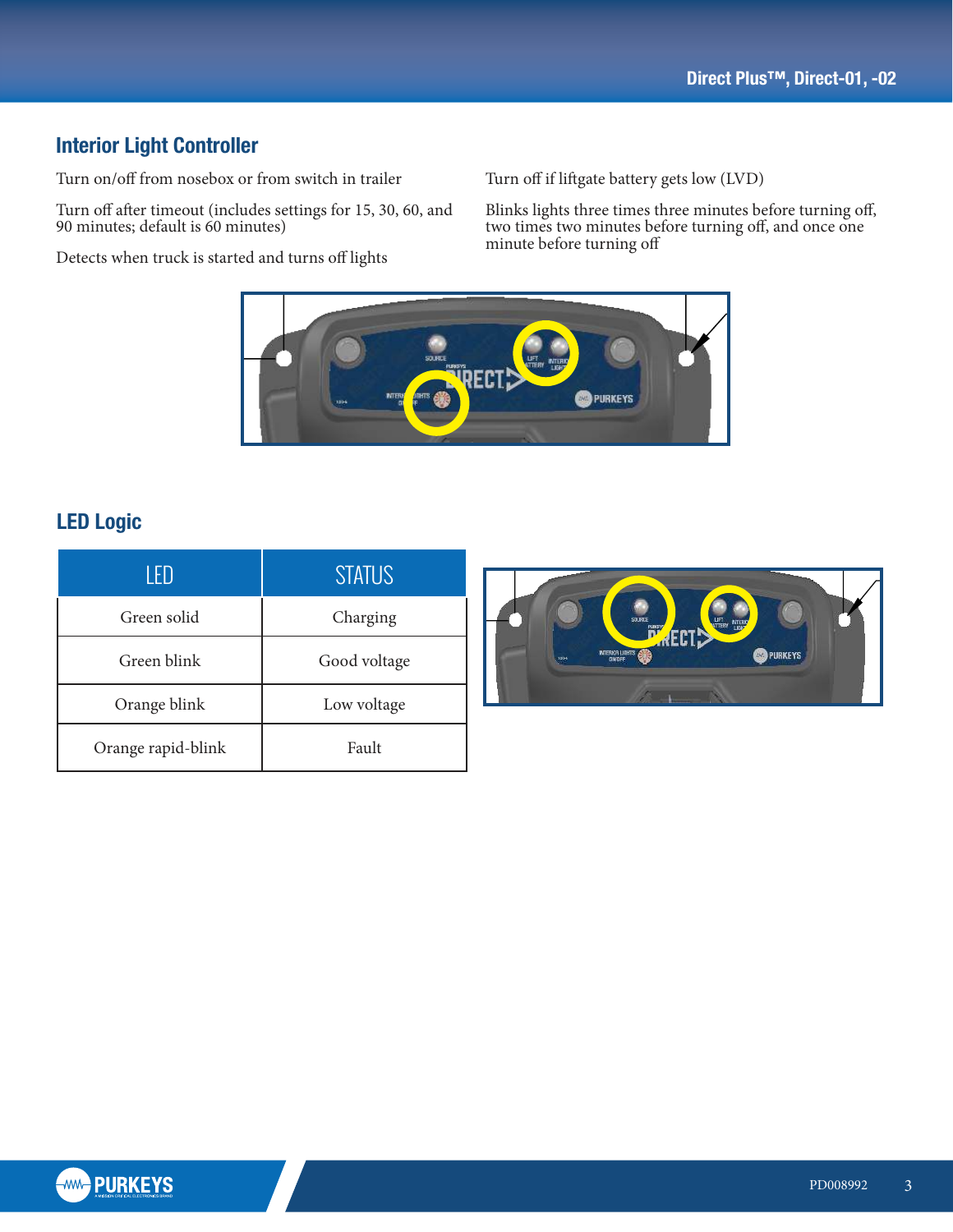## Interior Light Controller

Turn on/off from nosebox or from switch in trailer

Turn off after timeout (includes settings for 15, 30, 60, and 90 minutes; default is 60 minutes)

Detects when truck is started and turns off lights

Turn off if liftgate battery gets low (LVD)

Blinks lights three times three minutes before turning off, two times two minutes before turning off, and once one minute before turning off

## LED Logic

| LED | STATUS |
|---|---|
| Green solid | Charging |
| Green blink | Good voltage |
| Orange blink | Low voltage |
| Orange rapid-blink | Fault |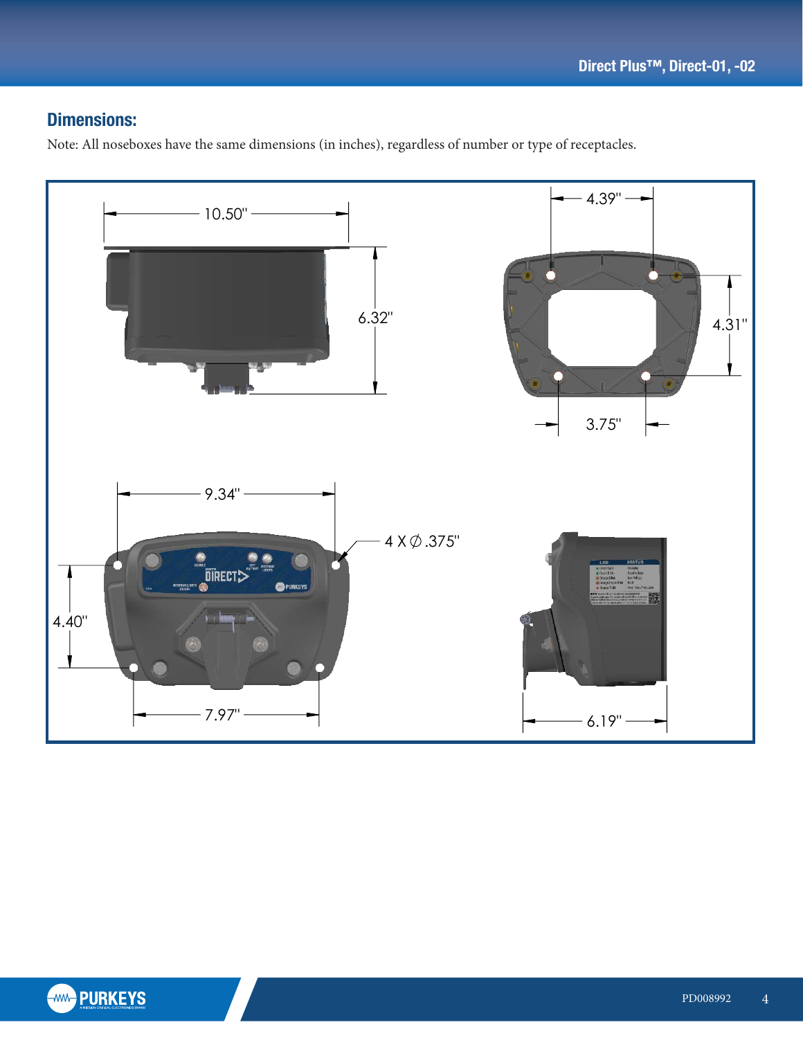## Dimensions:

Note: All noseboxes have the same dimensions (in inches), regardless of number or type of receptacles.

10.50"

6.32"

4.39"

4.31"

3.75"

9.34"

4 X ∅ .375"

4.40"

7.97"

6.19"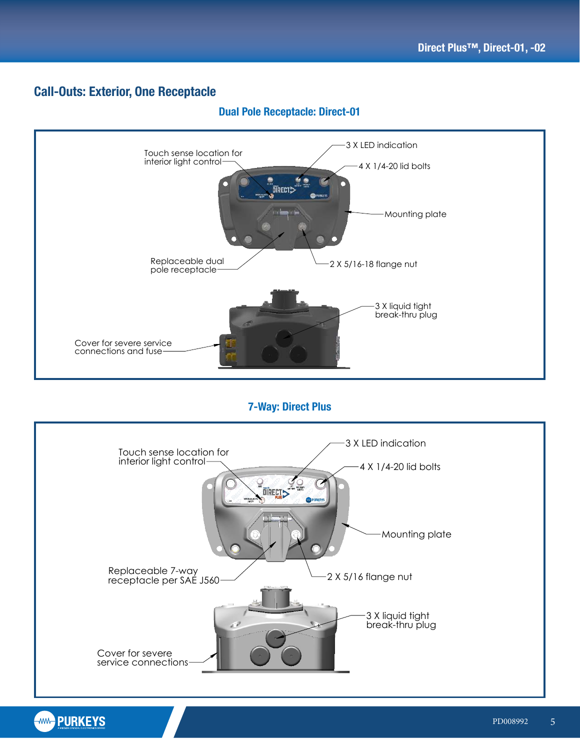## Call-Outs: Exterior, One Receptacle

### Dual Pole Receptacle: Direct-01

Touch sense location for interior light control

3 X LED indication

4 X 1/4-20 lid bolts

Mounting plate

Replaceable dual pole receptacle

2 X 5/16-18 flange nut

3 X liquid tight break-thru plug

Cover for severe service connections and fuse

### 7-Way: Direct Plus

Touch sense location for interior light control

3 X LED indication

4 X 1/4-20 lid bolts

Mounting plate

Replaceable 7-way receptacle per SAE J560

2 X 5/16 flange nut

3 X liquid tight break-thru plug

Cover for severe service connections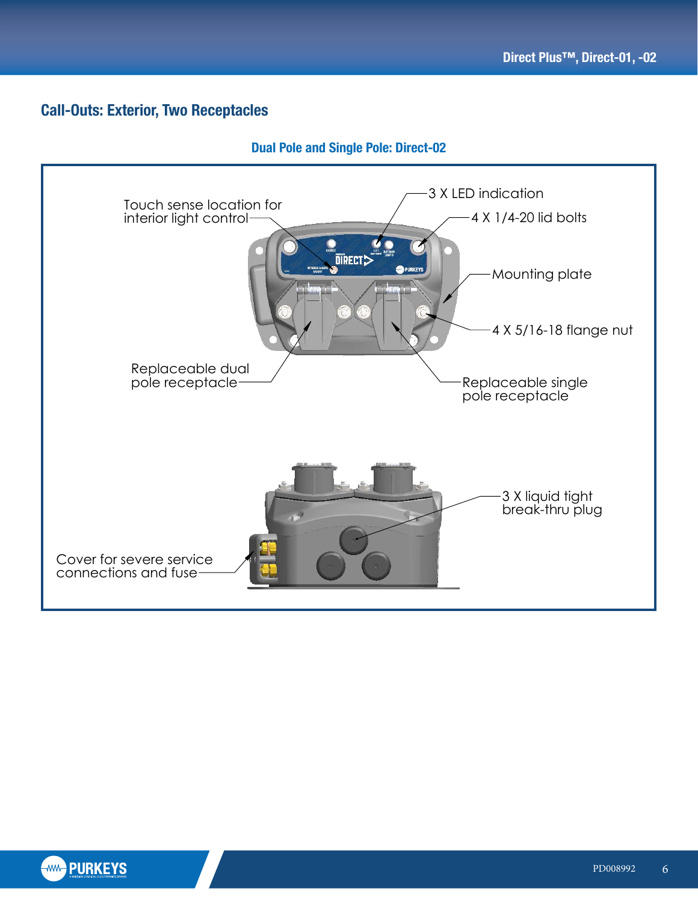## Call-Outs: Exterior, Two Receptacles

### Dual Pole and Single Pole: Direct-02

Touch sense location for interior light control

3 X LED indication

4 X 1/4-20 lid bolts

Mounting plate

4 X 5/16-18 flange nut

Replaceable dual pole receptacle

Replaceable single pole receptacle

3 X liquid tight break-thru plug

Cover for severe service connections and fuse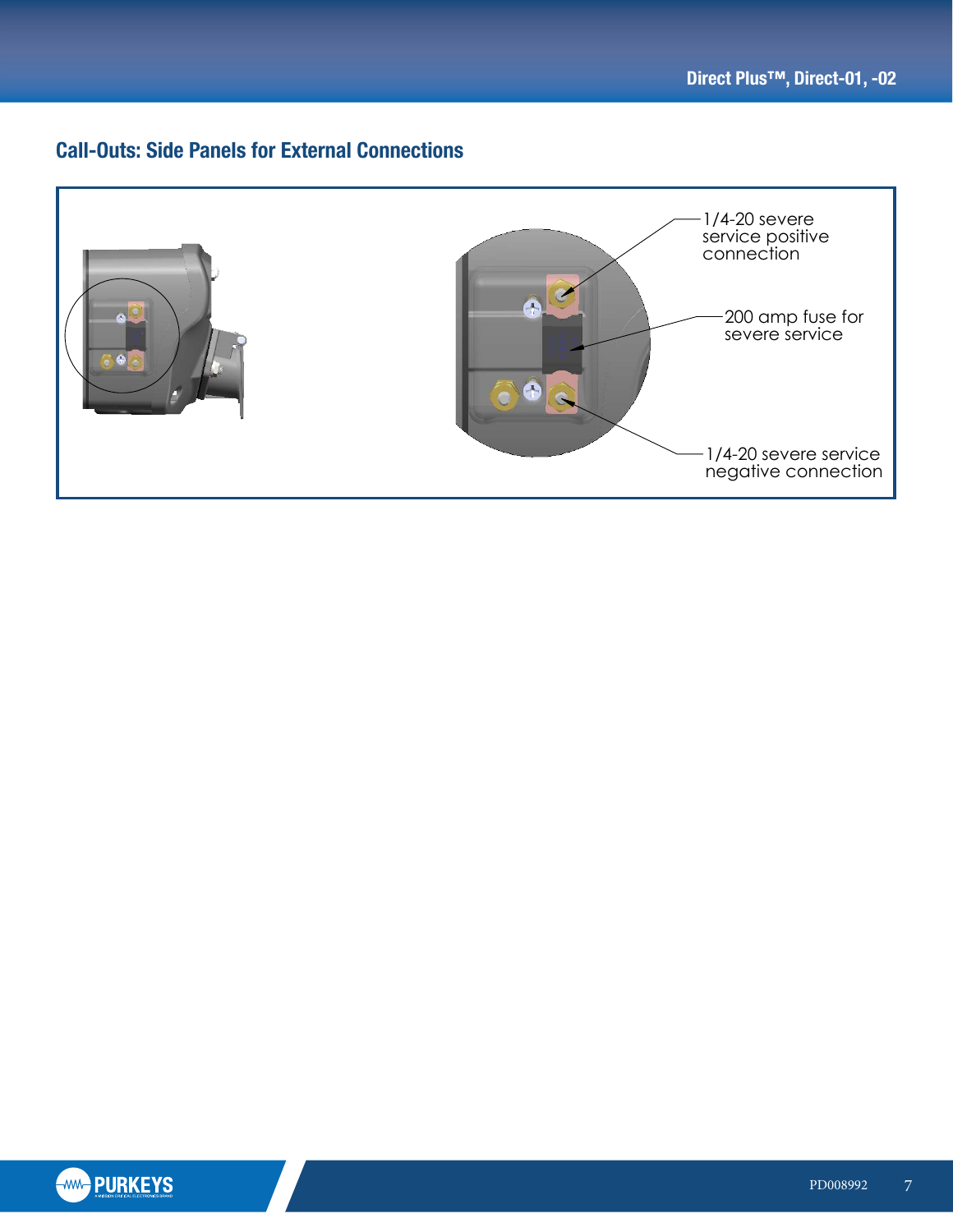## Call-Outs: Side Panels for External Connections

1/4-20 severe service positive connection

200 amp fuse for severe service

1/4-20 severe service negative connection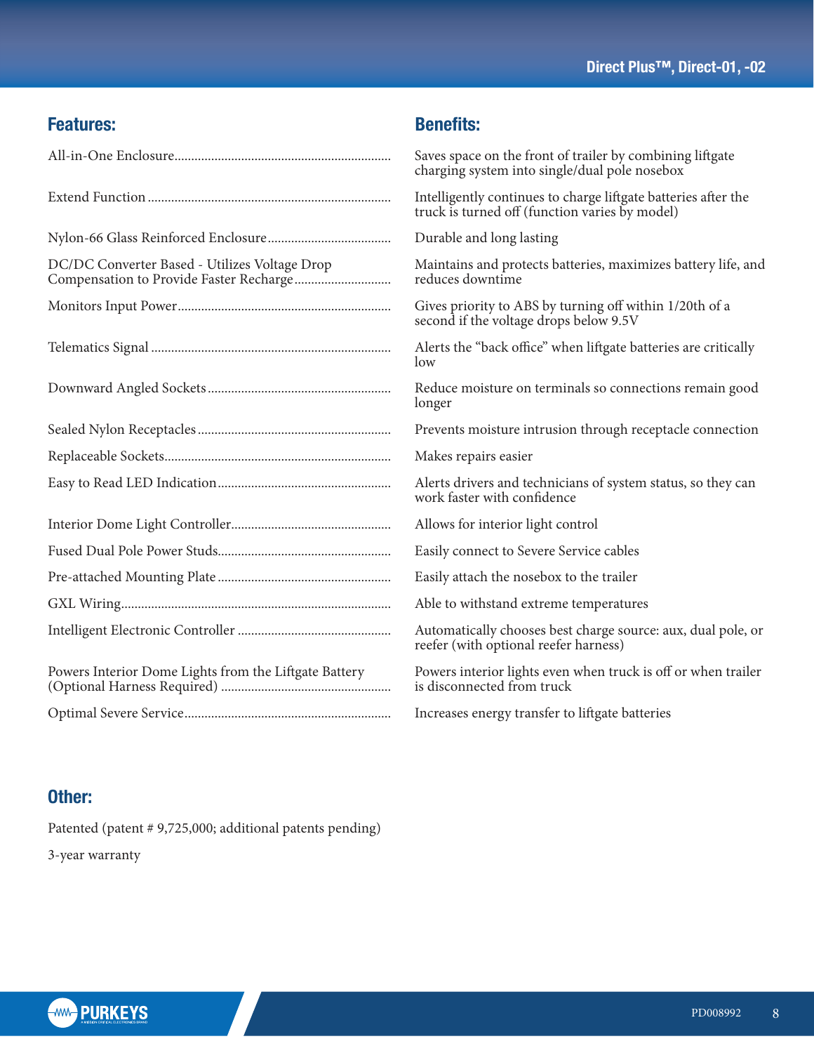## Features: / Benefits:

| Features | Benefits |
|---|---|
| All-in-One Enclosure | Saves space on the front of trailer by combining liftgate charging system into single/dual pole nosebox |
| Extend Function | Intelligently continues to charge liftgate batteries after the truck is turned off (function varies by model) |
| Nylon-66 Glass Reinforced Enclosure | Durable and long lasting |
| DC/DC Converter Based - Utilizes Voltage Drop Compensation to Provide Faster Recharge | Maintains and protects batteries, maximizes battery life, and reduces downtime |
| Monitors Input Power | Gives priority to ABS by turning off within 1/20th of a second if the voltage drops below 9.5V |
| Telematics Signal | Alerts the "back office" when liftgate batteries are critically low |
| Downward Angled Sockets | Reduce moisture on terminals so connections remain good longer |
| Sealed Nylon Receptacles | Prevents moisture intrusion through receptacle connection |
| Replaceable Sockets | Makes repairs easier |
| Easy to Read LED Indication | Alerts drivers and technicians of system status, so they can work faster with confidence |
| Interior Dome Light Controller | Allows for interior light control |
| Fused Dual Pole Power Studs | Easily connect to Severe Service cables |
| Pre-attached Mounting Plate | Easily attach the nosebox to the trailer |
| GXL Wiring | Able to withstand extreme temperatures |
| Intelligent Electronic Controller | Automatically chooses best charge source: aux, dual pole, or reefer (with optional reefer harness) |
| Powers Interior Dome Lights from the Liftgate Battery (Optional Harness Required) | Powers interior lights even when truck is off or when trailer is disconnected from truck |
| Optimal Severe Service | Increases energy transfer to liftgate batteries |

## Other:

Patented (patent # 9,725,000; additional patents pending)

3-year warranty

PD008992